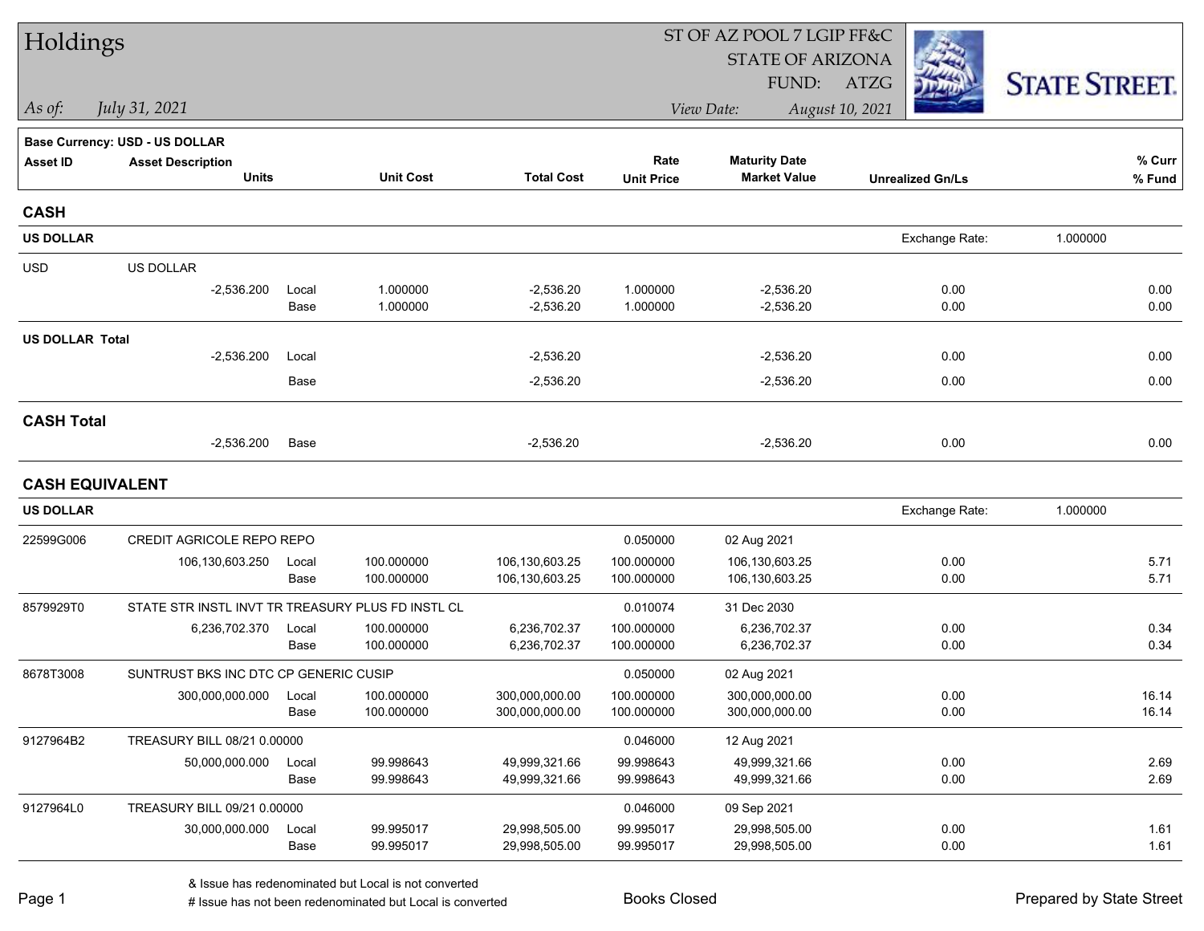# Holdings

**ST OF AZ POOL 7 LGIP FF&C**
**STATE OF ARIZONA**
**FUND: ATZG**

*As of: July 31, 2021*

*View Date: August 10, 2021*

STATE STREET

**Base Currency: USD - US DOLLAR**

| Asset ID | Asset Description / Units | | Unit Cost | Total Cost | Rate / Unit Price | Maturity Date / Market Value | Unrealized Gn/Ls | % Curr / % Fund |
|---|---|---|---|---|---|---|---|---|
| **CASH** | | | | | | | | |
| **US DOLLAR** | | | | | | | Exchange Rate: 1.000000 | |
| USD | US DOLLAR | | | | | | | |
| | -2,536.200 | Local | 1.000000 | -2,536.20 | 1.000000 | -2,536.20 | 0.00 | 0.00 |
| | | Base | 1.000000 | -2,536.20 | 1.000000 | -2,536.20 | 0.00 | 0.00 |
| **US DOLLAR Total** | | | | | | | | |
| | -2,536.200 | Local | | -2,536.20 | | -2,536.20 | 0.00 | 0.00 |
| | | Base | | -2,536.20 | | -2,536.20 | 0.00 | 0.00 |
| **CASH Total** | | | | | | | | |
| | -2,536.200 | Base | | -2,536.20 | | -2,536.20 | 0.00 | 0.00 |
| **CASH EQUIVALENT** | | | | | | | | |
| **US DOLLAR** | | | | | | | Exchange Rate: 1.000000 | |
| 22599G006 | CREDIT AGRICOLE REPO REPO | | | | 0.050000 | 02 Aug 2021 | | |
| | 106,130,603.250 | Local | 100.000000 | 106,130,603.25 | 100.000000 | 106,130,603.25 | 0.00 | 5.71 |
| | | Base | 100.000000 | 106,130,603.25 | 100.000000 | 106,130,603.25 | 0.00 | 5.71 |
| 8579929T0 | STATE STR INSTL INVT TR TREASURY PLUS FD INSTL CL | | | | 0.010074 | 31 Dec 2030 | | |
| | 6,236,702.370 | Local | 100.000000 | 6,236,702.37 | 100.000000 | 6,236,702.37 | 0.00 | 0.34 |
| | | Base | 100.000000 | 6,236,702.37 | 100.000000 | 6,236,702.37 | 0.00 | 0.34 |
| 8678T3008 | SUNTRUST BKS INC DTC CP GENERIC CUSIP | | | | 0.050000 | 02 Aug 2021 | | |
| | 300,000,000.000 | Local | 100.000000 | 300,000,000.00 | 100.000000 | 300,000,000.00 | 0.00 | 16.14 |
| | | Base | 100.000000 | 300,000,000.00 | 100.000000 | 300,000,000.00 | 0.00 | 16.14 |
| 9127964B2 | TREASURY BILL 08/21 0.00000 | | | | 0.046000 | 12 Aug 2021 | | |
| | 50,000,000.000 | Local | 99.998643 | 49,999,321.66 | 99.998643 | 49,999,321.66 | 0.00 | 2.69 |
| | | Base | 99.998643 | 49,999,321.66 | 99.998643 | 49,999,321.66 | 0.00 | 2.69 |
| 9127964L0 | TREASURY BILL 09/21 0.00000 | | | | 0.046000 | 09 Sep 2021 | | |
| | 30,000,000.000 | Local | 99.995017 | 29,998,505.00 | 99.995017 | 29,998,505.00 | 0.00 | 1.61 |
| | | Base | 99.995017 | 29,998,505.00 | 99.995017 | 29,998,505.00 | 0.00 | 1.61 |

& Issue has redenominated but Local is not converted
# Issue has not been redenominated but Local is converted

Books Closed

Prepared by State Street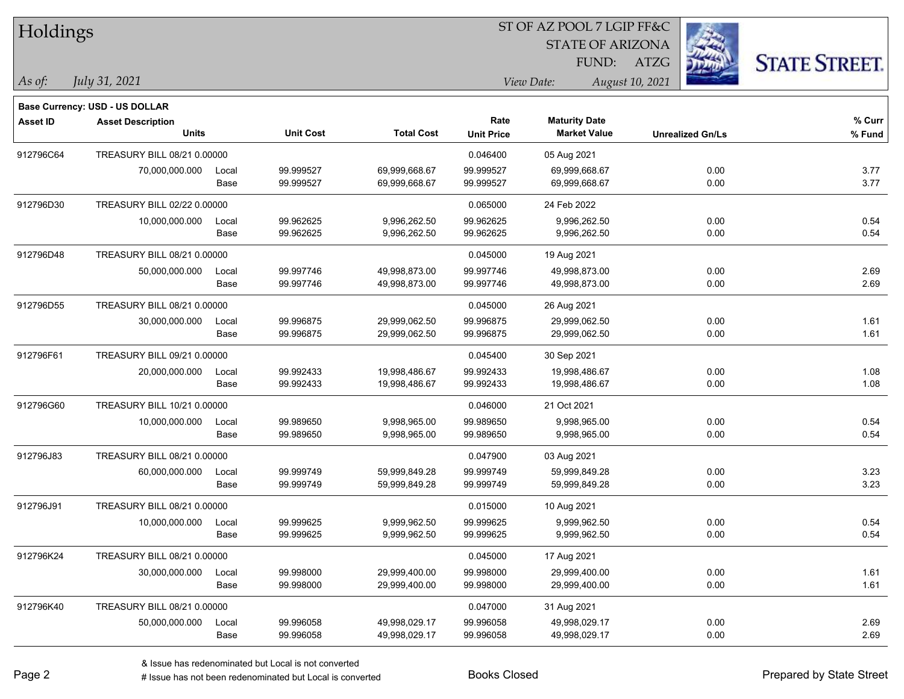# Holdings

ST OF AZ POOL 7 LGIP FF&C
STATE OF ARIZONA
FUND: ATZG

*As of:* *July 31, 2021*

*View Date:* *August 10, 2021*

**Base Currency: USD - US DOLLAR**

| Asset ID | Asset Description / Units | | Unit Cost | Total Cost | Rate / Unit Price | Maturity Date / Market Value | Unrealized Gn/Ls | % Curr / % Fund |
|---|---|---|---|---|---|---|---|---|
| 912796C64 | TREASURY BILL 08/21 0.00000 | | | | 0.046400 | 05 Aug 2021 | | |
| | 70,000,000.000 | Local | 99.999527 | 69,999,668.67 | 99.999527 | 69,999,668.67 | 0.00 | 3.77 |
| | | Base | 99.999527 | 69,999,668.67 | 99.999527 | 69,999,668.67 | 0.00 | 3.77 |
| 912796D30 | TREASURY BILL 02/22 0.00000 | | | | 0.065000 | 24 Feb 2022 | | |
| | 10,000,000.000 | Local | 99.962625 | 9,996,262.50 | 99.962625 | 9,996,262.50 | 0.00 | 0.54 |
| | | Base | 99.962625 | 9,996,262.50 | 99.962625 | 9,996,262.50 | 0.00 | 0.54 |
| 912796D48 | TREASURY BILL 08/21 0.00000 | | | | 0.045000 | 19 Aug 2021 | | |
| | 50,000,000.000 | Local | 99.997746 | 49,998,873.00 | 99.997746 | 49,998,873.00 | 0.00 | 2.69 |
| | | Base | 99.997746 | 49,998,873.00 | 99.997746 | 49,998,873.00 | 0.00 | 2.69 |
| 912796D55 | TREASURY BILL 08/21 0.00000 | | | | 0.045000 | 26 Aug 2021 | | |
| | 30,000,000.000 | Local | 99.996875 | 29,999,062.50 | 99.996875 | 29,999,062.50 | 0.00 | 1.61 |
| | | Base | 99.996875 | 29,999,062.50 | 99.996875 | 29,999,062.50 | 0.00 | 1.61 |
| 912796F61 | TREASURY BILL 09/21 0.00000 | | | | 0.045400 | 30 Sep 2021 | | |
| | 20,000,000.000 | Local | 99.992433 | 19,998,486.67 | 99.992433 | 19,998,486.67 | 0.00 | 1.08 |
| | | Base | 99.992433 | 19,998,486.67 | 99.992433 | 19,998,486.67 | 0.00 | 1.08 |
| 912796G60 | TREASURY BILL 10/21 0.00000 | | | | 0.046000 | 21 Oct 2021 | | |
| | 10,000,000.000 | Local | 99.989650 | 9,998,965.00 | 99.989650 | 9,998,965.00 | 0.00 | 0.54 |
| | | Base | 99.989650 | 9,998,965.00 | 99.989650 | 9,998,965.00 | 0.00 | 0.54 |
| 912796J83 | TREASURY BILL 08/21 0.00000 | | | | 0.047900 | 03 Aug 2021 | | |
| | 60,000,000.000 | Local | 99.999749 | 59,999,849.28 | 99.999749 | 59,999,849.28 | 0.00 | 3.23 |
| | | Base | 99.999749 | 59,999,849.28 | 99.999749 | 59,999,849.28 | 0.00 | 3.23 |
| 912796J91 | TREASURY BILL 08/21 0.00000 | | | | 0.015000 | 10 Aug 2021 | | |
| | 10,000,000.000 | Local | 99.999625 | 9,999,962.50 | 99.999625 | 9,999,962.50 | 0.00 | 0.54 |
| | | Base | 99.999625 | 9,999,962.50 | 99.999625 | 9,999,962.50 | 0.00 | 0.54 |
| 912796K24 | TREASURY BILL 08/21 0.00000 | | | | 0.045000 | 17 Aug 2021 | | |
| | 30,000,000.000 | Local | 99.998000 | 29,999,400.00 | 99.998000 | 29,999,400.00 | 0.00 | 1.61 |
| | | Base | 99.998000 | 29,999,400.00 | 99.998000 | 29,999,400.00 | 0.00 | 1.61 |
| 912796K40 | TREASURY BILL 08/21 0.00000 | | | | 0.047000 | 31 Aug 2021 | | |
| | 50,000,000.000 | Local | 99.996058 | 49,998,029.17 | 99.996058 | 49,998,029.17 | 0.00 | 2.69 |
| | | Base | 99.996058 | 49,998,029.17 | 99.996058 | 49,998,029.17 | 0.00 | 2.69 |

& Issue has redenominated but Local is not converted
# Issue has not been redenominated but Local is converted

Books Closed

Prepared by State Street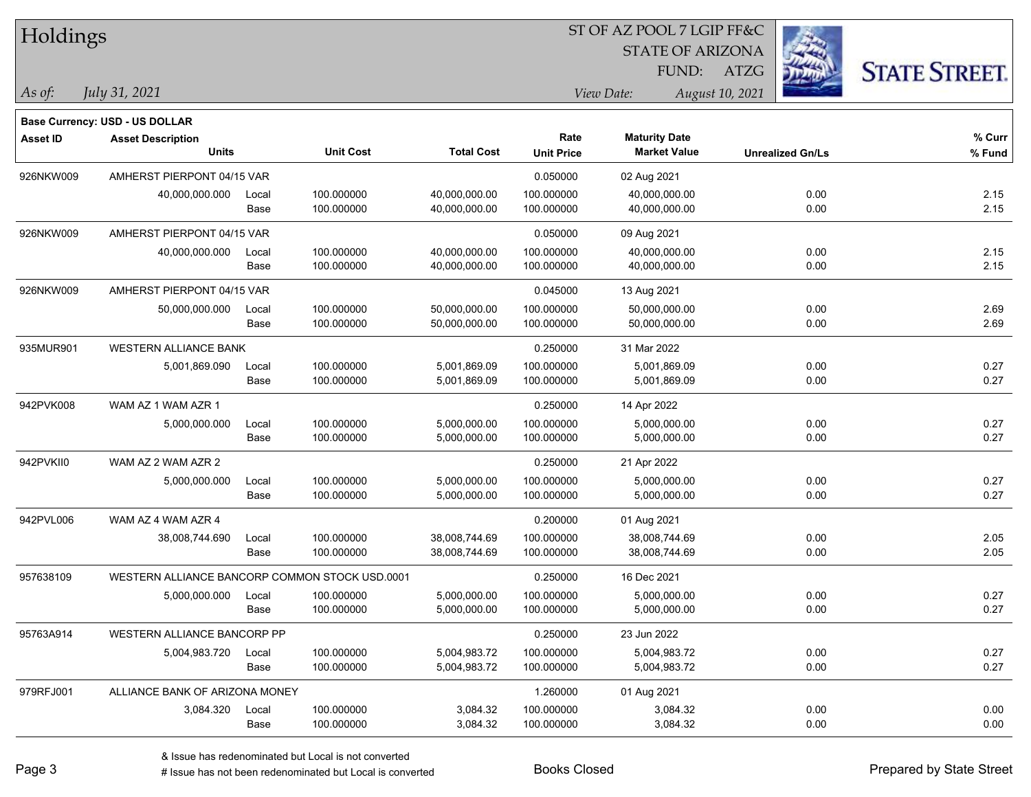# Holdings

ST OF AZ POOL 7 LGIP FF&C
STATE OF ARIZONA
FUND: ATZG

*As of: July 31, 2021*

*View Date: August 10, 2021*

**Base Currency: USD - US DOLLAR**

| Asset ID | Asset Description / Units | | Unit Cost | Total Cost | Rate / Unit Price | Maturity Date / Market Value | Unrealized Gn/Ls | % Curr / % Fund |
|---|---|---|---|---|---|---|---|---|
| 926NKW009 | AMHERST PIERPONT 04/15 VAR | | | | 0.050000 | 02 Aug 2021 | | |
| | 40,000,000.000 | Local | 100.000000 | 40,000,000.00 | 100.000000 | 40,000,000.00 | 0.00 | 2.15 |
| | | Base | 100.000000 | 40,000,000.00 | 100.000000 | 40,000,000.00 | 0.00 | 2.15 |
| 926NKW009 | AMHERST PIERPONT 04/15 VAR | | | | 0.050000 | 09 Aug 2021 | | |
| | 40,000,000.000 | Local | 100.000000 | 40,000,000.00 | 100.000000 | 40,000,000.00 | 0.00 | 2.15 |
| | | Base | 100.000000 | 40,000,000.00 | 100.000000 | 40,000,000.00 | 0.00 | 2.15 |
| 926NKW009 | AMHERST PIERPONT 04/15 VAR | | | | 0.045000 | 13 Aug 2021 | | |
| | 50,000,000.000 | Local | 100.000000 | 50,000,000.00 | 100.000000 | 50,000,000.00 | 0.00 | 2.69 |
| | | Base | 100.000000 | 50,000,000.00 | 100.000000 | 50,000,000.00 | 0.00 | 2.69 |
| 935MUR901 | WESTERN ALLIANCE BANK | | | | 0.250000 | 31 Mar 2022 | | |
| | 5,001,869.090 | Local | 100.000000 | 5,001,869.09 | 100.000000 | 5,001,869.09 | 0.00 | 0.27 |
| | | Base | 100.000000 | 5,001,869.09 | 100.000000 | 5,001,869.09 | 0.00 | 0.27 |
| 942PVK008 | WAM AZ 1 WAM AZR 1 | | | | 0.250000 | 14 Apr 2022 | | |
| | 5,000,000.000 | Local | 100.000000 | 5,000,000.00 | 100.000000 | 5,000,000.00 | 0.00 | 0.27 |
| | | Base | 100.000000 | 5,000,000.00 | 100.000000 | 5,000,000.00 | 0.00 | 0.27 |
| 942PVKII0 | WAM AZ 2 WAM AZR 2 | | | | 0.250000 | 21 Apr 2022 | | |
| | 5,000,000.000 | Local | 100.000000 | 5,000,000.00 | 100.000000 | 5,000,000.00 | 0.00 | 0.27 |
| | | Base | 100.000000 | 5,000,000.00 | 100.000000 | 5,000,000.00 | 0.00 | 0.27 |
| 942PVL006 | WAM AZ 4 WAM AZR 4 | | | | 0.200000 | 01 Aug 2021 | | |
| | 38,008,744.690 | Local | 100.000000 | 38,008,744.69 | 100.000000 | 38,008,744.69 | 0.00 | 2.05 |
| | | Base | 100.000000 | 38,008,744.69 | 100.000000 | 38,008,744.69 | 0.00 | 2.05 |
| 957638109 | WESTERN ALLIANCE BANCORP COMMON STOCK USD.0001 | | | | 0.250000 | 16 Dec 2021 | | |
| | 5,000,000.000 | Local | 100.000000 | 5,000,000.00 | 100.000000 | 5,000,000.00 | 0.00 | 0.27 |
| | | Base | 100.000000 | 5,000,000.00 | 100.000000 | 5,000,000.00 | 0.00 | 0.27 |
| 95763A914 | WESTERN ALLIANCE BANCORP PP | | | | 0.250000 | 23 Jun 2022 | | |
| | 5,004,983.720 | Local | 100.000000 | 5,004,983.72 | 100.000000 | 5,004,983.72 | 0.00 | 0.27 |
| | | Base | 100.000000 | 5,004,983.72 | 100.000000 | 5,004,983.72 | 0.00 | 0.27 |
| 979RFJ001 | ALLIANCE BANK OF ARIZONA MONEY | | | | 1.260000 | 01 Aug 2021 | | |
| | 3,084.320 | Local | 100.000000 | 3,084.32 | 100.000000 | 3,084.32 | 0.00 | 0.00 |
| | | Base | 100.000000 | 3,084.32 | 100.000000 | 3,084.32 | 0.00 | 0.00 |

& Issue has redenominated but Local is not converted
# Issue has not been redenominated but Local is converted

Books Closed

Prepared by State Street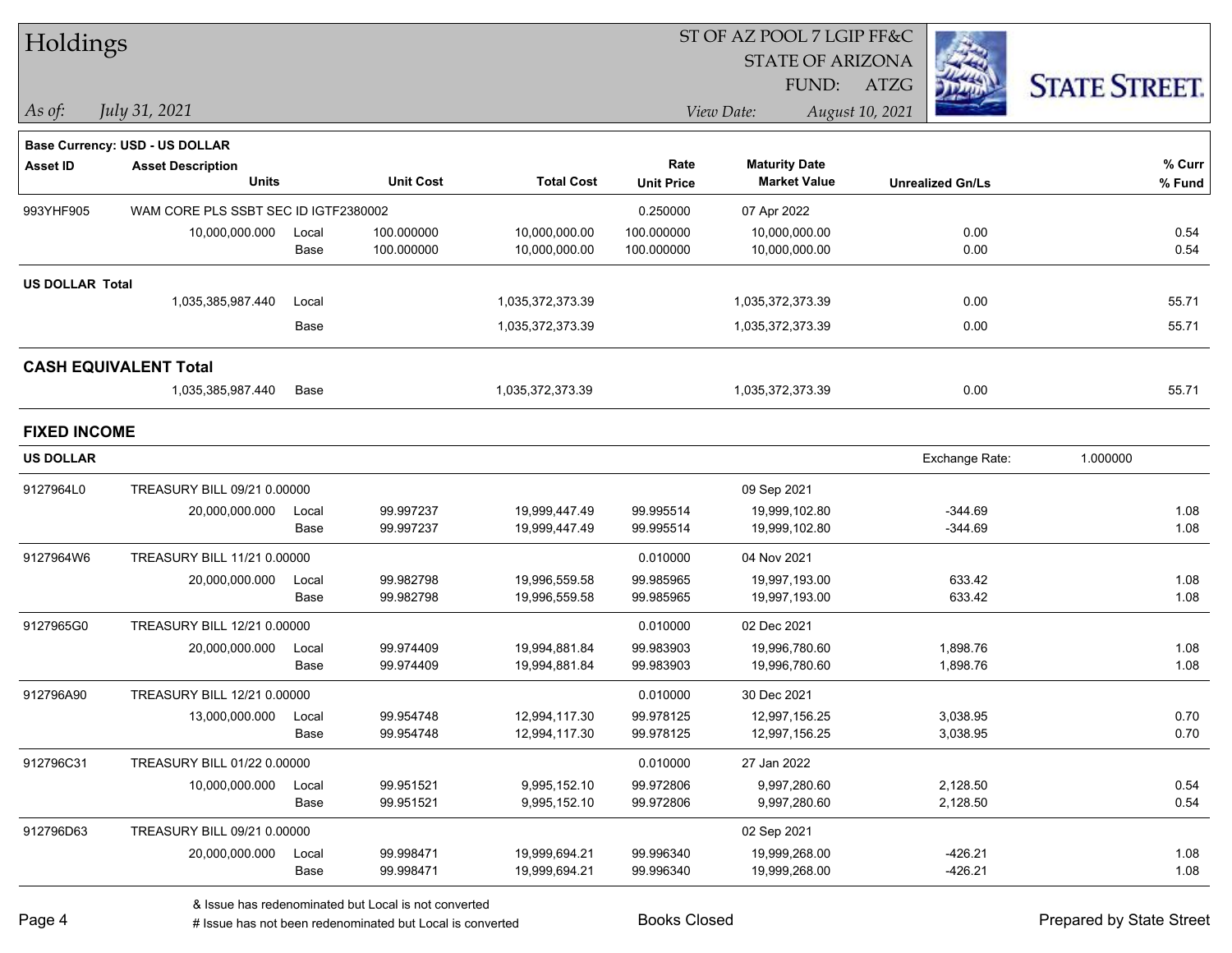# Holdings

ST OF AZ POOL 7 LGIP FF&C
STATE OF ARIZONA
FUND: ATZG

*As of:* *July 31, 2021*

*View Date:* *August 10, 2021*

**Base Currency: USD - US DOLLAR**

| Asset ID | Asset Description / Units | | Unit Cost | Total Cost | Rate / Unit Price | Maturity Date / Market Value | Unrealized Gn/Ls | % Curr / % Fund |
|---|---|---|---|---|---|---|---|---|
| 993YHF905 | WAM CORE PLS SSBT SEC ID IGTF2380002 | | | | 0.250000 | 07 Apr 2022 | | |
| | 10,000,000.000 | Local | 100.000000 | 10,000,000.00 | 100.000000 | 10,000,000.00 | 0.00 | 0.54 |
| | | Base | 100.000000 | 10,000,000.00 | 100.000000 | 10,000,000.00 | 0.00 | 0.54 |
| **US DOLLAR Total** | | | | | | | | |
| | 1,035,385,987.440 | Local | | 1,035,372,373.39 | | 1,035,372,373.39 | 0.00 | 55.71 |
| | | Base | | 1,035,372,373.39 | | 1,035,372,373.39 | 0.00 | 55.71 |
| **CASH EQUIVALENT Total** | | | | | | | | |
| | 1,035,385,987.440 | Base | | 1,035,372,373.39 | | 1,035,372,373.39 | 0.00 | 55.71 |

## FIXED INCOME

**US DOLLAR** — Exchange Rate: 1.000000

| Asset ID | Asset Description / Units | | Unit Cost | Total Cost | Rate / Unit Price | Maturity Date / Market Value | Unrealized Gn/Ls | % Curr / % Fund |
|---|---|---|---|---|---|---|---|---|
| 9127964L0 | TREASURY BILL 09/21 0.00000 | | | | | 09 Sep 2021 | | |
| | 20,000,000.000 | Local | 99.997237 | 19,999,447.49 | 99.995514 | 19,999,102.80 | -344.69 | 1.08 |
| | | Base | 99.997237 | 19,999,447.49 | 99.995514 | 19,999,102.80 | -344.69 | 1.08 |
| 9127964W6 | TREASURY BILL 11/21 0.00000 | | | | 0.010000 | 04 Nov 2021 | | |
| | 20,000,000.000 | Local | 99.982798 | 19,996,559.58 | 99.985965 | 19,997,193.00 | 633.42 | 1.08 |
| | | Base | 99.982798 | 19,996,559.58 | 99.985965 | 19,997,193.00 | 633.42 | 1.08 |
| 9127965G0 | TREASURY BILL 12/21 0.00000 | | | | 0.010000 | 02 Dec 2021 | | |
| | 20,000,000.000 | Local | 99.974409 | 19,994,881.84 | 99.983903 | 19,996,780.60 | 1,898.76 | 1.08 |
| | | Base | 99.974409 | 19,994,881.84 | 99.983903 | 19,996,780.60 | 1,898.76 | 1.08 |
| 912796A90 | TREASURY BILL 12/21 0.00000 | | | | 0.010000 | 30 Dec 2021 | | |
| | 13,000,000.000 | Local | 99.954748 | 12,994,117.30 | 99.978125 | 12,997,156.25 | 3,038.95 | 0.70 |
| | | Base | 99.954748 | 12,994,117.30 | 99.978125 | 12,997,156.25 | 3,038.95 | 0.70 |
| 912796C31 | TREASURY BILL 01/22 0.00000 | | | | 0.010000 | 27 Jan 2022 | | |
| | 10,000,000.000 | Local | 99.951521 | 9,995,152.10 | 99.972806 | 9,997,280.60 | 2,128.50 | 0.54 |
| | | Base | 99.951521 | 9,995,152.10 | 99.972806 | 9,997,280.60 | 2,128.50 | 0.54 |
| 912796D63 | TREASURY BILL 09/21 0.00000 | | | | | 02 Sep 2021 | | |
| | 20,000,000.000 | Local | 99.998471 | 19,999,694.21 | 99.996340 | 19,999,268.00 | -426.21 | 1.08 |
| | | Base | 99.998471 | 19,999,694.21 | 99.996340 | 19,999,268.00 | -426.21 | 1.08 |

& Issue has redenominated but Local is not converted
# Issue has not been redenominated but Local is converted

Books Closed

Prepared by State Street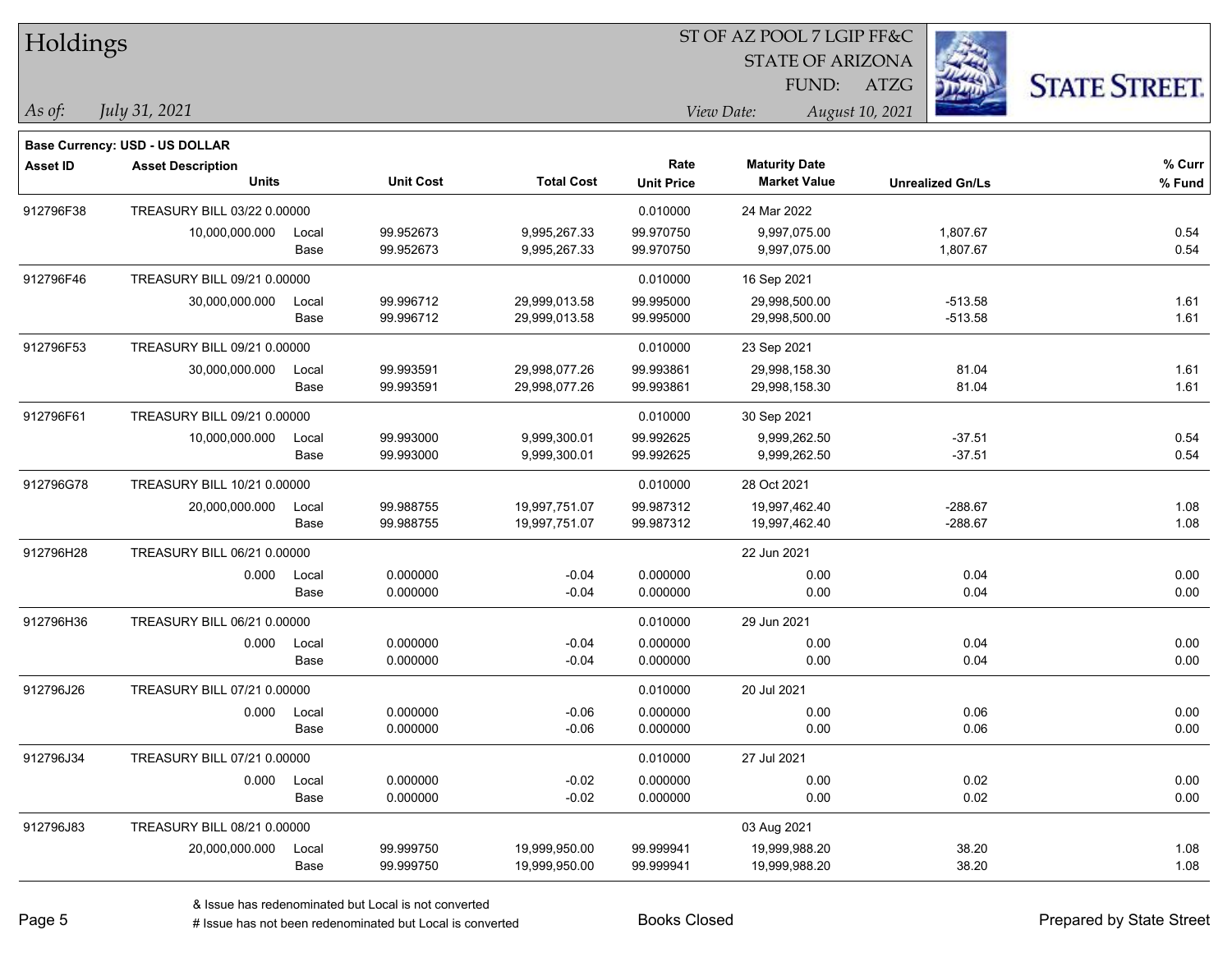# Holdings

ST OF AZ POOL 7 LGIP FF&C
STATE OF ARIZONA
FUND: ATZG

*As of:* *July 31, 2021*

*View Date:* *August 10, 2021*

**Base Currency: USD - US DOLLAR**

| Asset ID | Asset Description / Units | | Unit Cost | Total Cost | Rate / Unit Price | Maturity Date / Market Value | Unrealized Gn/Ls | % Curr / % Fund |
|---|---|---|---|---|---|---|---|---|
| 912796F38 | TREASURY BILL 03/22 0.00000 | | | | 0.010000 | 24 Mar 2022 | | |
| | 10,000,000.000 | Local | 99.952673 | 9,995,267.33 | 99.970750 | 9,997,075.00 | 1,807.67 | 0.54 |
| | | Base | 99.952673 | 9,995,267.33 | 99.970750 | 9,997,075.00 | 1,807.67 | 0.54 |
| 912796F46 | TREASURY BILL 09/21 0.00000 | | | | 0.010000 | 16 Sep 2021 | | |
| | 30,000,000.000 | Local | 99.996712 | 29,999,013.58 | 99.995000 | 29,998,500.00 | -513.58 | 1.61 |
| | | Base | 99.996712 | 29,999,013.58 | 99.995000 | 29,998,500.00 | -513.58 | 1.61 |
| 912796F53 | TREASURY BILL 09/21 0.00000 | | | | 0.010000 | 23 Sep 2021 | | |
| | 30,000,000.000 | Local | 99.993591 | 29,998,077.26 | 99.993861 | 29,998,158.30 | 81.04 | 1.61 |
| | | Base | 99.993591 | 29,998,077.26 | 99.993861 | 29,998,158.30 | 81.04 | 1.61 |
| 912796F61 | TREASURY BILL 09/21 0.00000 | | | | 0.010000 | 30 Sep 2021 | | |
| | 10,000,000.000 | Local | 99.993000 | 9,999,300.01 | 99.992625 | 9,999,262.50 | -37.51 | 0.54 |
| | | Base | 99.993000 | 9,999,300.01 | 99.992625 | 9,999,262.50 | -37.51 | 0.54 |
| 912796G78 | TREASURY BILL 10/21 0.00000 | | | | 0.010000 | 28 Oct 2021 | | |
| | 20,000,000.000 | Local | 99.988755 | 19,997,751.07 | 99.987312 | 19,997,462.40 | -288.67 | 1.08 |
| | | Base | 99.988755 | 19,997,751.07 | 99.987312 | 19,997,462.40 | -288.67 | 1.08 |
| 912796H28 | TREASURY BILL 06/21 0.00000 | | | | | 22 Jun 2021 | | |
| | 0.000 | Local | 0.000000 | -0.04 | 0.000000 | 0.00 | 0.04 | 0.00 |
| | | Base | 0.000000 | -0.04 | 0.000000 | 0.00 | 0.04 | 0.00 |
| 912796H36 | TREASURY BILL 06/21 0.00000 | | | | 0.010000 | 29 Jun 2021 | | |
| | 0.000 | Local | 0.000000 | -0.04 | 0.000000 | 0.00 | 0.04 | 0.00 |
| | | Base | 0.000000 | -0.04 | 0.000000 | 0.00 | 0.04 | 0.00 |
| 912796J26 | TREASURY BILL 07/21 0.00000 | | | | 0.010000 | 20 Jul 2021 | | |
| | 0.000 | Local | 0.000000 | -0.06 | 0.000000 | 0.00 | 0.06 | 0.00 |
| | | Base | 0.000000 | -0.06 | 0.000000 | 0.00 | 0.06 | 0.00 |
| 912796J34 | TREASURY BILL 07/21 0.00000 | | | | 0.010000 | 27 Jul 2021 | | |
| | 0.000 | Local | 0.000000 | -0.02 | 0.000000 | 0.00 | 0.02 | 0.00 |
| | | Base | 0.000000 | -0.02 | 0.000000 | 0.00 | 0.02 | 0.00 |
| 912796J83 | TREASURY BILL 08/21 0.00000 | | | | | 03 Aug 2021 | | |
| | 20,000,000.000 | Local | 99.999750 | 19,999,950.00 | 99.999941 | 19,999,988.20 | 38.20 | 1.08 |
| | | Base | 99.999750 | 19,999,950.00 | 99.999941 | 19,999,988.20 | 38.20 | 1.08 |

& Issue has redenominated but Local is not converted
# Issue has not been redenominated but Local is converted

Books Closed

Prepared by State Street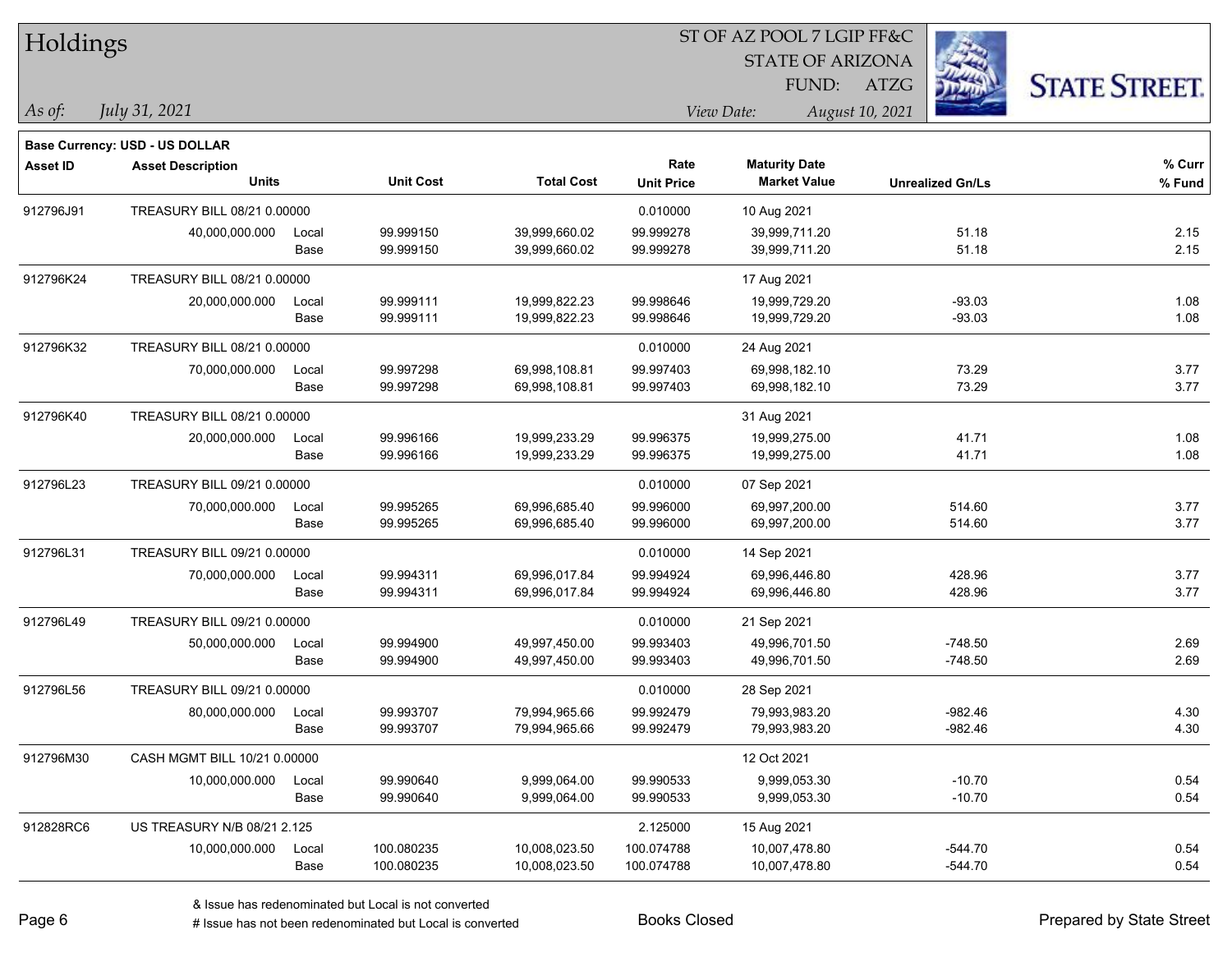# Holdings

ST OF AZ POOL 7 LGIP FF&C
STATE OF ARIZONA
FUND: ATZG

*As of:* *July 31, 2021*

*View Date:* *August 10, 2021*

**Base Currency: USD - US DOLLAR**

| Asset ID | Asset Description / Units | | Unit Cost | Total Cost | Rate / Unit Price | Maturity Date / Market Value | Unrealized Gn/Ls | % Curr / % Fund |
|---|---|---|---|---|---|---|---|---|
| 912796J91 | TREASURY BILL 08/21 0.00000 | | | | 0.010000 | 10 Aug 2021 | | |
| | 40,000,000.000 | Local | 99.999150 | 39,999,660.02 | 99.999278 | 39,999,711.20 | 51.18 | 2.15 |
| | | Base | 99.999150 | 39,999,660.02 | 99.999278 | 39,999,711.20 | 51.18 | 2.15 |
| 912796K24 | TREASURY BILL 08/21 0.00000 | | | | | 17 Aug 2021 | | |
| | 20,000,000.000 | Local | 99.999111 | 19,999,822.23 | 99.998646 | 19,999,729.20 | -93.03 | 1.08 |
| | | Base | 99.999111 | 19,999,822.23 | 99.998646 | 19,999,729.20 | -93.03 | 1.08 |
| 912796K32 | TREASURY BILL 08/21 0.00000 | | | | 0.010000 | 24 Aug 2021 | | |
| | 70,000,000.000 | Local | 99.997298 | 69,998,108.81 | 99.997403 | 69,998,182.10 | 73.29 | 3.77 |
| | | Base | 99.997298 | 69,998,108.81 | 99.997403 | 69,998,182.10 | 73.29 | 3.77 |
| 912796K40 | TREASURY BILL 08/21 0.00000 | | | | | 31 Aug 2021 | | |
| | 20,000,000.000 | Local | 99.996166 | 19,999,233.29 | 99.996375 | 19,999,275.00 | 41.71 | 1.08 |
| | | Base | 99.996166 | 19,999,233.29 | 99.996375 | 19,999,275.00 | 41.71 | 1.08 |
| 912796L23 | TREASURY BILL 09/21 0.00000 | | | | 0.010000 | 07 Sep 2021 | | |
| | 70,000,000.000 | Local | 99.995265 | 69,996,685.40 | 99.996000 | 69,997,200.00 | 514.60 | 3.77 |
| | | Base | 99.995265 | 69,996,685.40 | 99.996000 | 69,997,200.00 | 514.60 | 3.77 |
| 912796L31 | TREASURY BILL 09/21 0.00000 | | | | 0.010000 | 14 Sep 2021 | | |
| | 70,000,000.000 | Local | 99.994311 | 69,996,017.84 | 99.994924 | 69,996,446.80 | 428.96 | 3.77 |
| | | Base | 99.994311 | 69,996,017.84 | 99.994924 | 69,996,446.80 | 428.96 | 3.77 |
| 912796L49 | TREASURY BILL 09/21 0.00000 | | | | 0.010000 | 21 Sep 2021 | | |
| | 50,000,000.000 | Local | 99.994900 | 49,997,450.00 | 99.993403 | 49,996,701.50 | -748.50 | 2.69 |
| | | Base | 99.994900 | 49,997,450.00 | 99.993403 | 49,996,701.50 | -748.50 | 2.69 |
| 912796L56 | TREASURY BILL 09/21 0.00000 | | | | 0.010000 | 28 Sep 2021 | | |
| | 80,000,000.000 | Local | 99.993707 | 79,994,965.66 | 99.992479 | 79,993,983.20 | -982.46 | 4.30 |
| | | Base | 99.993707 | 79,994,965.66 | 99.992479 | 79,993,983.20 | -982.46 | 4.30 |
| 912796M30 | CASH MGMT BILL 10/21 0.00000 | | | | | 12 Oct 2021 | | |
| | 10,000,000.000 | Local | 99.990640 | 9,999,064.00 | 99.990533 | 9,999,053.30 | -10.70 | 0.54 |
| | | Base | 99.990640 | 9,999,064.00 | 99.990533 | 9,999,053.30 | -10.70 | 0.54 |
| 912828RC6 | US TREASURY N/B 08/21 2.125 | | | | 2.125000 | 15 Aug 2021 | | |
| | 10,000,000.000 | Local | 100.080235 | 10,008,023.50 | 100.074788 | 10,007,478.80 | -544.70 | 0.54 |
| | | Base | 100.080235 | 10,008,023.50 | 100.074788 | 10,007,478.80 | -544.70 | 0.54 |

& Issue has redenominated but Local is not converted
# Issue has not been redenominated but Local is converted

Books Closed

Prepared by State Street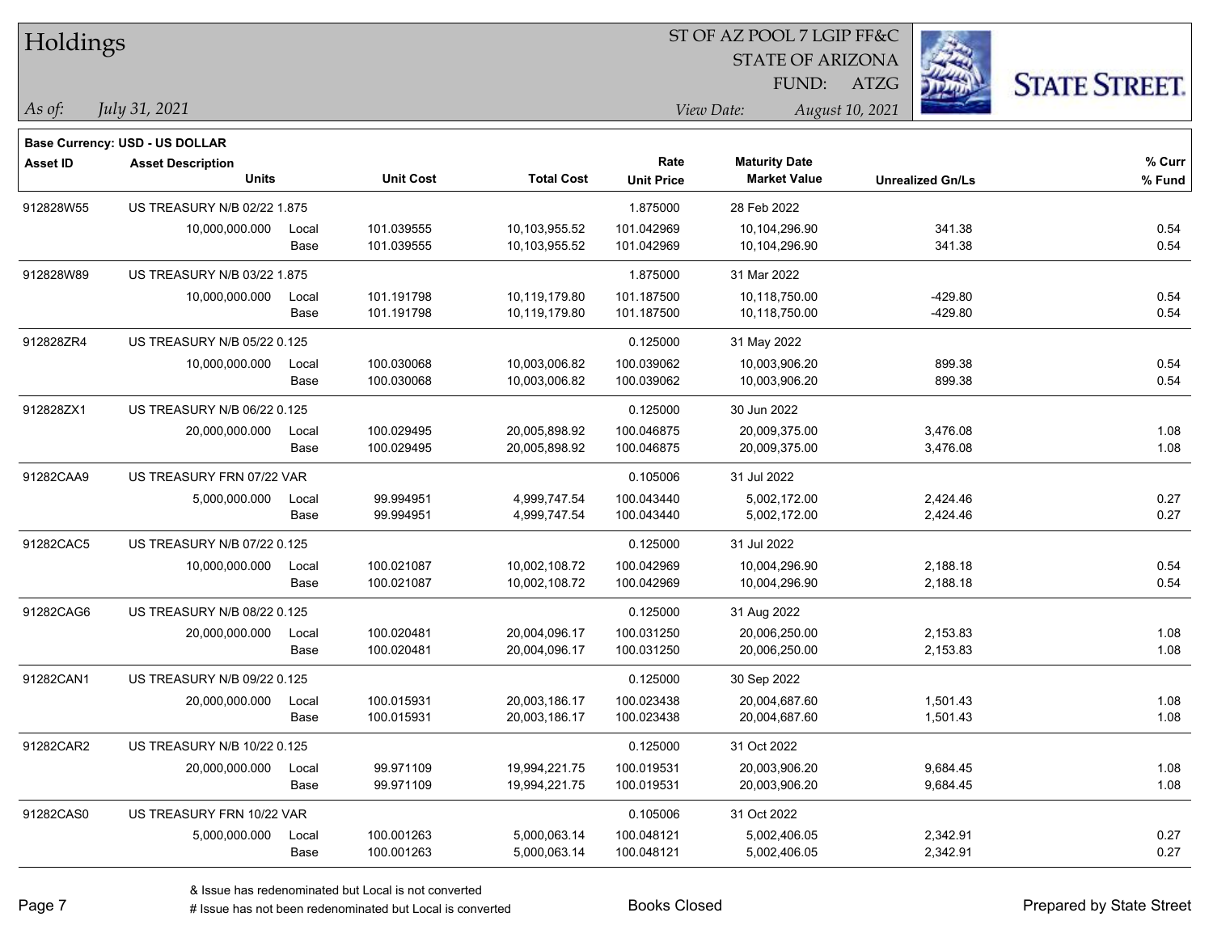# Holdings

ST OF AZ POOL 7 LGIP FF&C
STATE OF ARIZONA
FUND: ATZG

*As of:* *July 31, 2021*

*View Date:* *August 10, 2021*

**Base Currency: USD - US DOLLAR**

| Asset ID | Asset Description / Units | | Unit Cost | Total Cost | Rate / Unit Price | Maturity Date / Market Value | Unrealized Gn/Ls | % Curr / % Fund |
|---|---|---|---|---|---|---|---|---|
| 912828W55 | US TREASURY N/B 02/22 1.875 | | | | 1.875000 | 28 Feb 2022 | | |
| | 10,000,000.000 | Local | 101.039555 | 10,103,955.52 | 101.042969 | 10,104,296.90 | 341.38 | 0.54 |
| | | Base | 101.039555 | 10,103,955.52 | 101.042969 | 10,104,296.90 | 341.38 | 0.54 |
| 912828W89 | US TREASURY N/B 03/22 1.875 | | | | 1.875000 | 31 Mar 2022 | | |
| | 10,000,000.000 | Local | 101.191798 | 10,119,179.80 | 101.187500 | 10,118,750.00 | -429.80 | 0.54 |
| | | Base | 101.191798 | 10,119,179.80 | 101.187500 | 10,118,750.00 | -429.80 | 0.54 |
| 912828ZR4 | US TREASURY N/B 05/22 0.125 | | | | 0.125000 | 31 May 2022 | | |
| | 10,000,000.000 | Local | 100.030068 | 10,003,006.82 | 100.039062 | 10,003,906.20 | 899.38 | 0.54 |
| | | Base | 100.030068 | 10,003,006.82 | 100.039062 | 10,003,906.20 | 899.38 | 0.54 |
| 912828ZX1 | US TREASURY N/B 06/22 0.125 | | | | 0.125000 | 30 Jun 2022 | | |
| | 20,000,000.000 | Local | 100.029495 | 20,005,898.92 | 100.046875 | 20,009,375.00 | 3,476.08 | 1.08 |
| | | Base | 100.029495 | 20,005,898.92 | 100.046875 | 20,009,375.00 | 3,476.08 | 1.08 |
| 91282CAA9 | US TREASURY FRN 07/22 VAR | | | | 0.105006 | 31 Jul 2022 | | |
| | 5,000,000.000 | Local | 99.994951 | 4,999,747.54 | 100.043440 | 5,002,172.00 | 2,424.46 | 0.27 |
| | | Base | 99.994951 | 4,999,747.54 | 100.043440 | 5,002,172.00 | 2,424.46 | 0.27 |
| 91282CAC5 | US TREASURY N/B 07/22 0.125 | | | | 0.125000 | 31 Jul 2022 | | |
| | 10,000,000.000 | Local | 100.021087 | 10,002,108.72 | 100.042969 | 10,004,296.90 | 2,188.18 | 0.54 |
| | | Base | 100.021087 | 10,002,108.72 | 100.042969 | 10,004,296.90 | 2,188.18 | 0.54 |
| 91282CAG6 | US TREASURY N/B 08/22 0.125 | | | | 0.125000 | 31 Aug 2022 | | |
| | 20,000,000.000 | Local | 100.020481 | 20,004,096.17 | 100.031250 | 20,006,250.00 | 2,153.83 | 1.08 |
| | | Base | 100.020481 | 20,004,096.17 | 100.031250 | 20,006,250.00 | 2,153.83 | 1.08 |
| 91282CAN1 | US TREASURY N/B 09/22 0.125 | | | | 0.125000 | 30 Sep 2022 | | |
| | 20,000,000.000 | Local | 100.015931 | 20,003,186.17 | 100.023438 | 20,004,687.60 | 1,501.43 | 1.08 |
| | | Base | 100.015931 | 20,003,186.17 | 100.023438 | 20,004,687.60 | 1,501.43 | 1.08 |
| 91282CAR2 | US TREASURY N/B 10/22 0.125 | | | | 0.125000 | 31 Oct 2022 | | |
| | 20,000,000.000 | Local | 99.971109 | 19,994,221.75 | 100.019531 | 20,003,906.20 | 9,684.45 | 1.08 |
| | | Base | 99.971109 | 19,994,221.75 | 100.019531 | 20,003,906.20 | 9,684.45 | 1.08 |
| 91282CAS0 | US TREASURY FRN 10/22 VAR | | | | 0.105006 | 31 Oct 2022 | | |
| | 5,000,000.000 | Local | 100.001263 | 5,000,063.14 | 100.048121 | 5,002,406.05 | 2,342.91 | 0.27 |
| | | Base | 100.001263 | 5,000,063.14 | 100.048121 | 5,002,406.05 | 2,342.91 | 0.27 |

& Issue has redenominated but Local is not converted
# Issue has not been redenominated but Local is converted

Books Closed

Prepared by State Street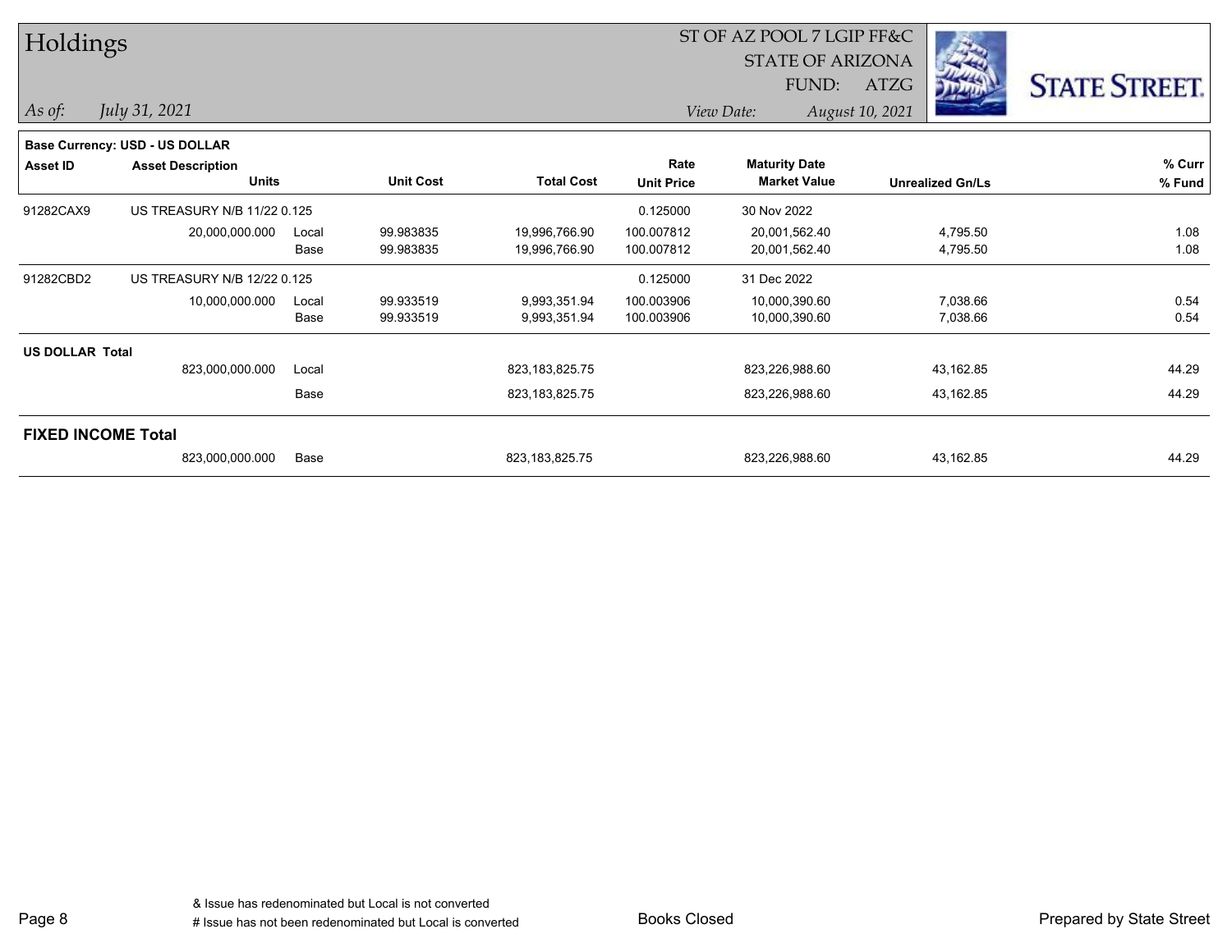# Holdings

ST OF AZ POOL 7 LGIP FF&C
STATE OF ARIZONA
FUND: ATZG

*As of:* *July 31, 2021*

*View Date:* *August 10, 2021*

**Base Currency: USD - US DOLLAR**

| Asset ID | Asset Description / Units | | Unit Cost | Total Cost | Rate / Unit Price | Maturity Date / Market Value | Unrealized Gn/Ls | % Curr / % Fund |
|---|---|---|---|---|---|---|---|---|
| 91282CAX9 | US TREASURY N/B 11/22 0.125 | | | | 0.125000 | 30 Nov 2022 | | |
| | 20,000,000.000 | Local | 99.983835 | 19,996,766.90 | 100.007812 | 20,001,562.40 | 4,795.50 | 1.08 |
| | | Base | 99.983835 | 19,996,766.90 | 100.007812 | 20,001,562.40 | 4,795.50 | 1.08 |
| 91282CBD2 | US TREASURY N/B 12/22 0.125 | | | | 0.125000 | 31 Dec 2022 | | |
| | 10,000,000.000 | Local | 99.933519 | 9,993,351.94 | 100.003906 | 10,000,390.60 | 7,038.66 | 0.54 |
| | | Base | 99.933519 | 9,993,351.94 | 100.003906 | 10,000,390.60 | 7,038.66 | 0.54 |
| **US DOLLAR Total** | | | | | | | | |
| | 823,000,000.000 | Local | | 823,183,825.75 | | 823,226,988.60 | 43,162.85 | 44.29 |
| | | Base | | 823,183,825.75 | | 823,226,988.60 | 43,162.85 | 44.29 |
| **FIXED INCOME Total** | | | | | | | | |
| | 823,000,000.000 | Base | | 823,183,825.75 | | 823,226,988.60 | 43,162.85 | 44.29 |

& Issue has redenominated but Local is not converted
# Issue has not been redenominated but Local is converted

Books Closed

Prepared by State Street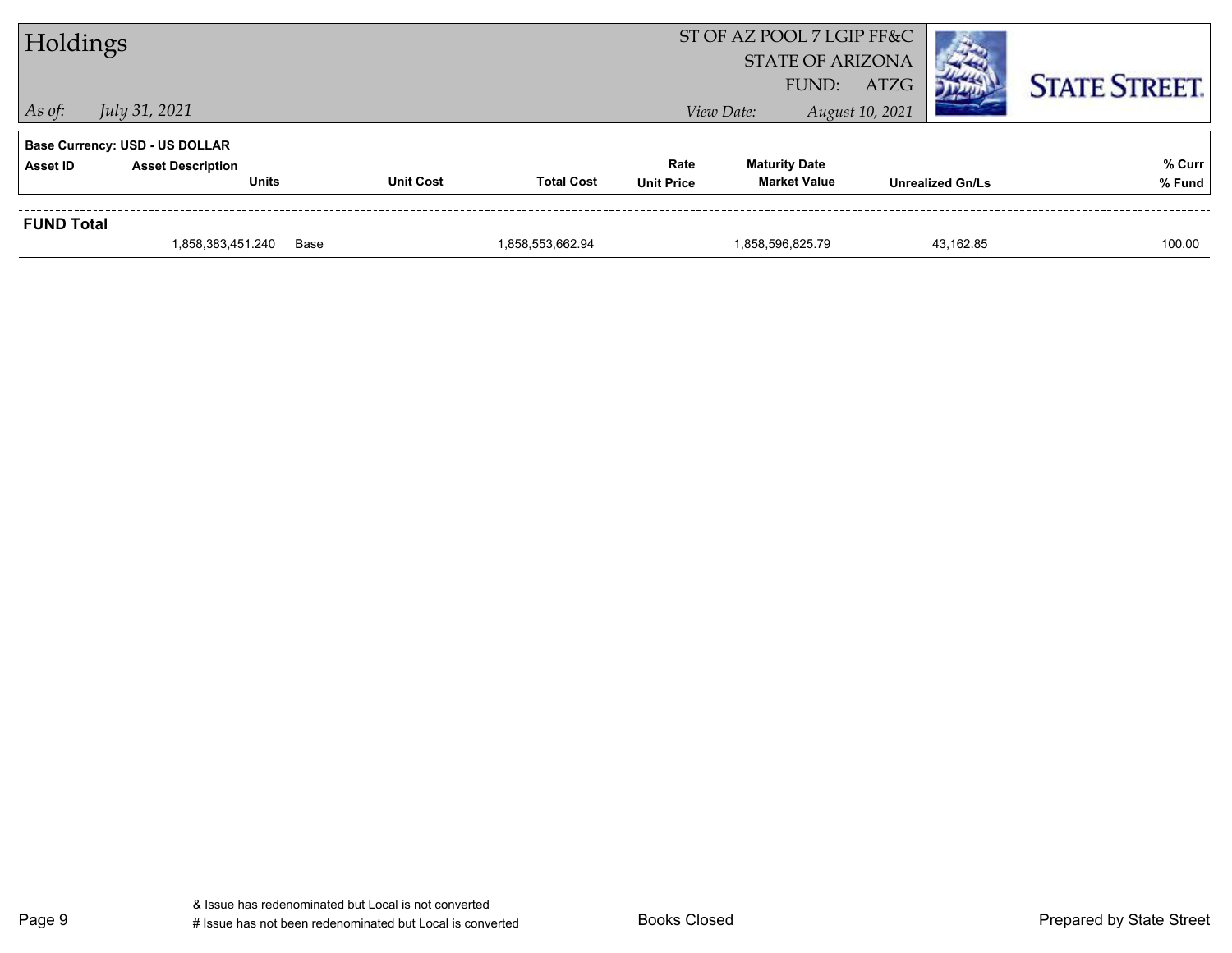# Holdings

ST OF AZ POOL 7 LGIP FF&C
STATE OF ARIZONA
FUND: ATZG

*As of:* *July 31, 2021*

*View Date:* *August 10, 2021*

**Base Currency: USD - US DOLLAR**

| Asset ID | Asset Description / Units | | Unit Cost | Total Cost | Rate / Unit Price | Maturity Date / Market Value | Unrealized Gn/Ls | % Curr / % Fund |
|---|---|---|---|---|---|---|---|---|
| **FUND Total** | | | | | | | | |
| | 1,858,383,451.240 | Base | | 1,858,553,662.94 | | 1,858,596,825.79 | 43,162.85 | 100.00 |

& Issue has redenominated but Local is not converted
# Issue has not been redenominated but Local is converted

Books Closed

Prepared by State Street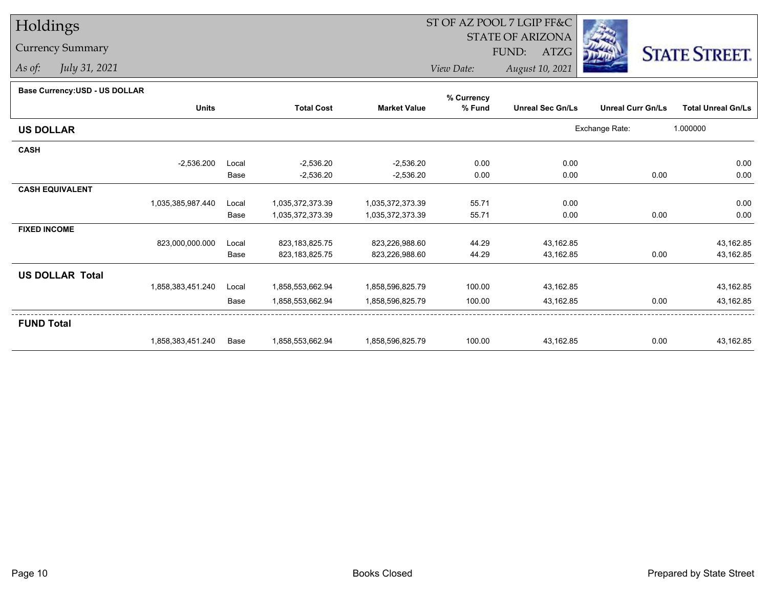# Holdings

## Currency Summary

*As of:* *July 31, 2021*

ST OF AZ POOL 7 LGIP FF&C
STATE OF ARIZONA
FUND: ATZG

*View Date:* *August 10, 2021*

**Base Currency:USD - US DOLLAR**

| | Units | | Total Cost | Market Value | % Currency % Fund | Unreal Sec Gn/Ls | Unreal Curr Gn/Ls | Total Unreal Gn/Ls |
|---|---|---|---|---|---|---|---|---|
| **US DOLLAR** | | | | | | Exchange Rate: | 1.000000 | |
| **CASH** | | | | | | | | |
| | -2,536.200 | Local | -2,536.20 | -2,536.20 | 0.00 | 0.00 | | 0.00 |
| | | Base | -2,536.20 | -2,536.20 | 0.00 | 0.00 | 0.00 | 0.00 |
| **CASH EQUIVALENT** | | | | | | | | |
| | 1,035,385,987.440 | Local | 1,035,372,373.39 | 1,035,372,373.39 | 55.71 | 0.00 | | 0.00 |
| | | Base | 1,035,372,373.39 | 1,035,372,373.39 | 55.71 | 0.00 | 0.00 | 0.00 |
| **FIXED INCOME** | | | | | | | | |
| | 823,000,000.000 | Local | 823,183,825.75 | 823,226,988.60 | 44.29 | 43,162.85 | | 43,162.85 |
| | | Base | 823,183,825.75 | 823,226,988.60 | 44.29 | 43,162.85 | 0.00 | 43,162.85 |
| **US DOLLAR Total** | | | | | | | | |
| | 1,858,383,451.240 | Local | 1,858,553,662.94 | 1,858,596,825.79 | 100.00 | 43,162.85 | | 43,162.85 |
| | | Base | 1,858,553,662.94 | 1,858,596,825.79 | 100.00 | 43,162.85 | 0.00 | 43,162.85 |
| **FUND Total** | | | | | | | | |
| | 1,858,383,451.240 | Base | 1,858,553,662.94 | 1,858,596,825.79 | 100.00 | 43,162.85 | 0.00 | 43,162.85 |

Books Closed

Prepared by State Street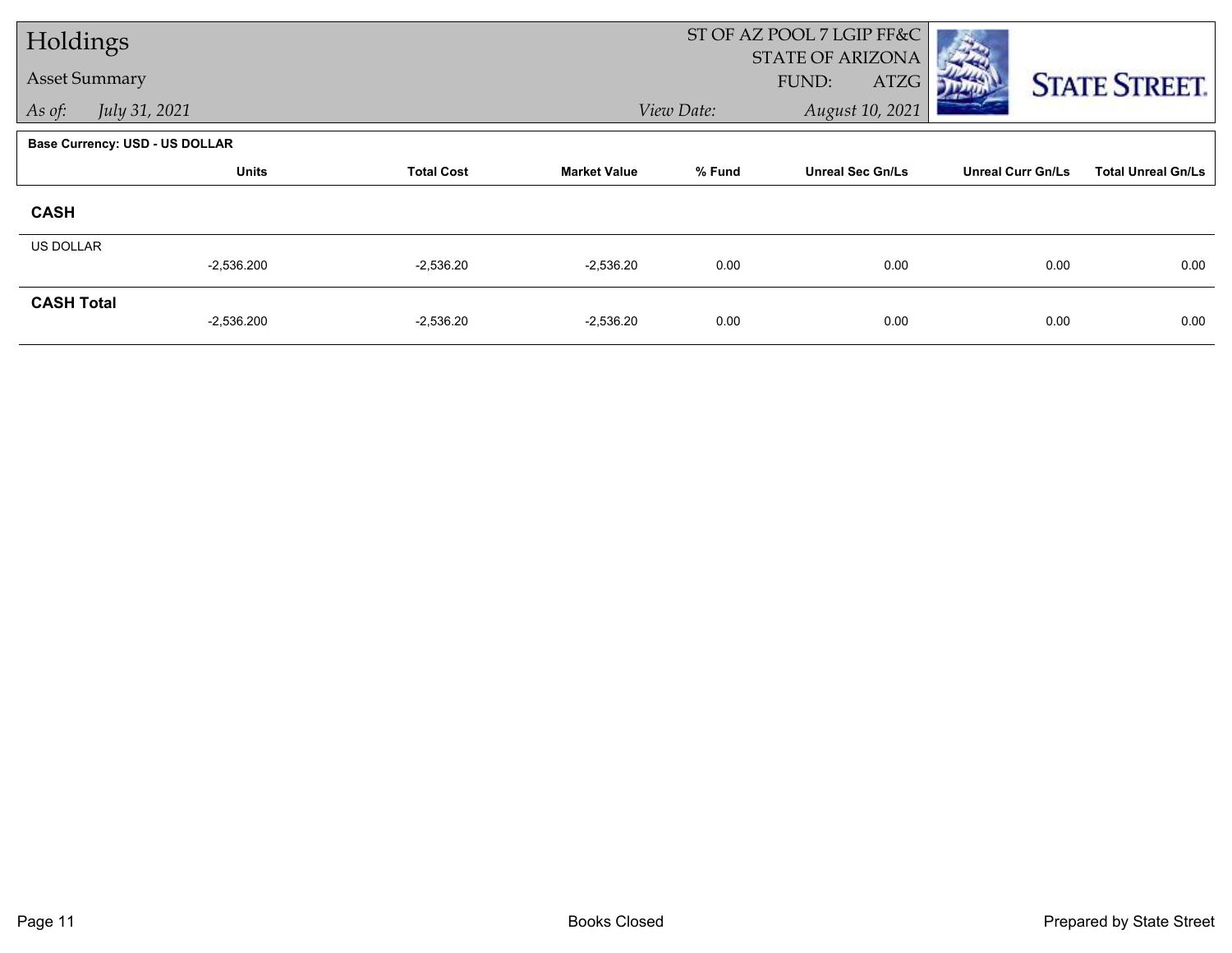# Holdings

## Asset Summary

*As of:* July 31, 2021

ST OF AZ POOL 7 LGIP FF&C
STATE OF ARIZONA
FUND: ATZG

*View Date:* August 10, 2021

**Base Currency: USD - US DOLLAR**

| | Units | Total Cost | Market Value | % Fund | Unreal Sec Gn/Ls | Unreal Curr Gn/Ls | Total Unreal Gn/Ls |
|---|---|---|---|---|---|---|---|
| **CASH** | | | | | | | |
| US DOLLAR | -2,536.200 | -2,536.20 | -2,536.20 | 0.00 | 0.00 | 0.00 | 0.00 |
| **CASH Total** | -2,536.200 | -2,536.20 | -2,536.20 | 0.00 | 0.00 | 0.00 | 0.00 |

Books Closed

Prepared by State Street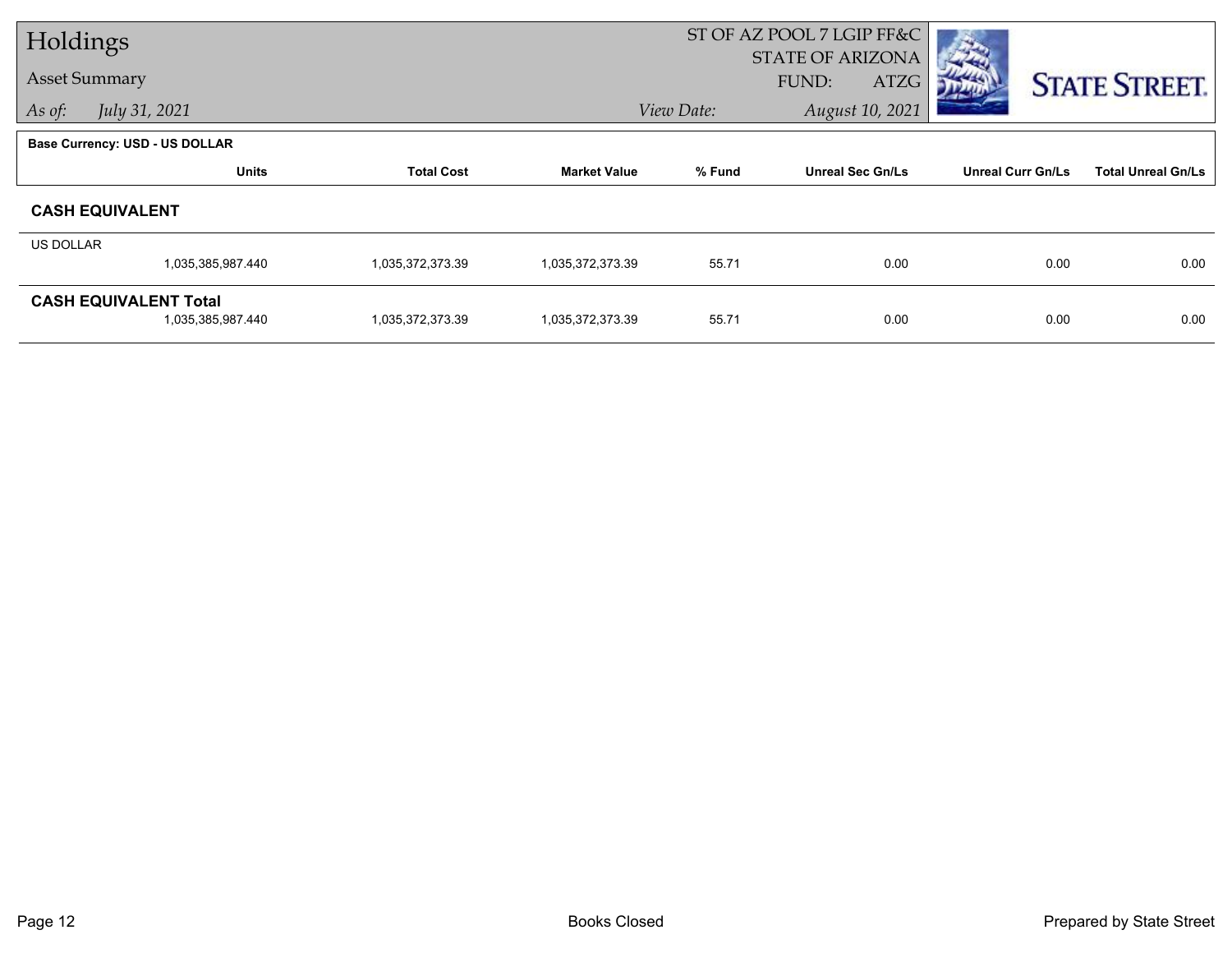# Holdings

## Asset Summary

*As of:* *July 31, 2021*

ST OF AZ POOL 7 LGIP FF&C
STATE OF ARIZONA
FUND: ATZG

*View Date:* *August 10, 2021*

**Base Currency: USD - US DOLLAR**

| | Units | Total Cost | Market Value | % Fund | Unreal Sec Gn/Ls | Unreal Curr Gn/Ls | Total Unreal Gn/Ls |
|---|---|---|---|---|---|---|---|
| **CASH EQUIVALENT** | | | | | | | |
| US DOLLAR | 1,035,385,987.440 | 1,035,372,373.39 | 1,035,372,373.39 | 55.71 | 0.00 | 0.00 | 0.00 |
| **CASH EQUIVALENT Total** | 1,035,385,987.440 | 1,035,372,373.39 | 1,035,372,373.39 | 55.71 | 0.00 | 0.00 | 0.00 |

Books Closed

Prepared by State Street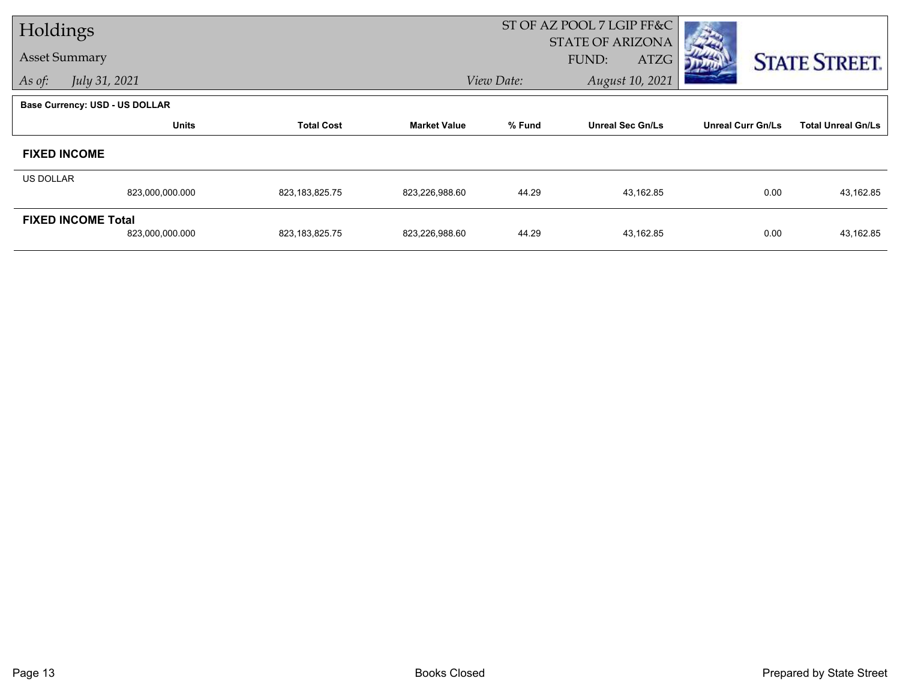# Holdings

## Asset Summary

*As of:* *July 31, 2021*

ST OF AZ POOL 7 LGIP FF&C
STATE OF ARIZONA
FUND: ATZG

*View Date:* *August 10, 2021*

STATE STREET.

**Base Currency: USD - US DOLLAR**

| | Units | Total Cost | Market Value | % Fund | Unreal Sec Gn/Ls | Unreal Curr Gn/Ls | Total Unreal Gn/Ls |
|---|---|---|---|---|---|---|---|
| **FIXED INCOME** | | | | | | | |
| US DOLLAR | 823,000,000.000 | 823,183,825.75 | 823,226,988.60 | 44.29 | 43,162.85 | 0.00 | 43,162.85 |
| **FIXED INCOME Total** | 823,000,000.000 | 823,183,825.75 | 823,226,988.60 | 44.29 | 43,162.85 | 0.00 | 43,162.85 |

Books Closed

Prepared by State Street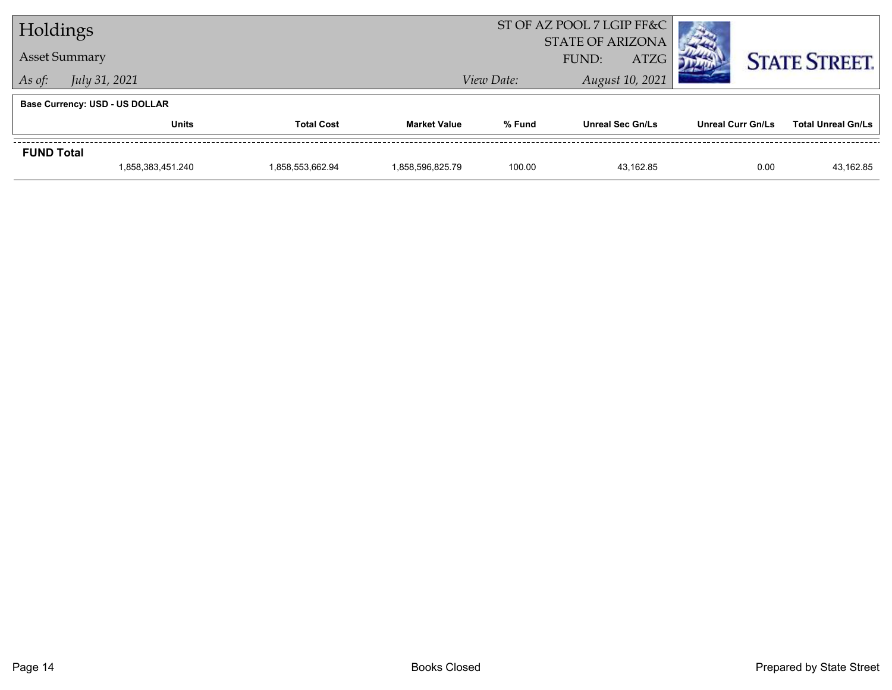# Holdings

**Asset Summary**

*As of:* *July 31, 2021*

ST OF AZ POOL 7 LGIP FF&C
STATE OF ARIZONA
FUND: ATZG

*View Date:* *August 10, 2021*

**Base Currency: USD - US DOLLAR**

| | Units | Total Cost | Market Value | % Fund | Unreal Sec Gn/Ls | Unreal Curr Gn/Ls | Total Unreal Gn/Ls |
|---|---|---|---|---|---|---|---|
| **FUND Total** | 1,858,383,451.240 | 1,858,553,662.94 | 1,858,596,825.79 | 100.00 | 43,162.85 | 0.00 | 43,162.85 |

Books Closed

Prepared by State Street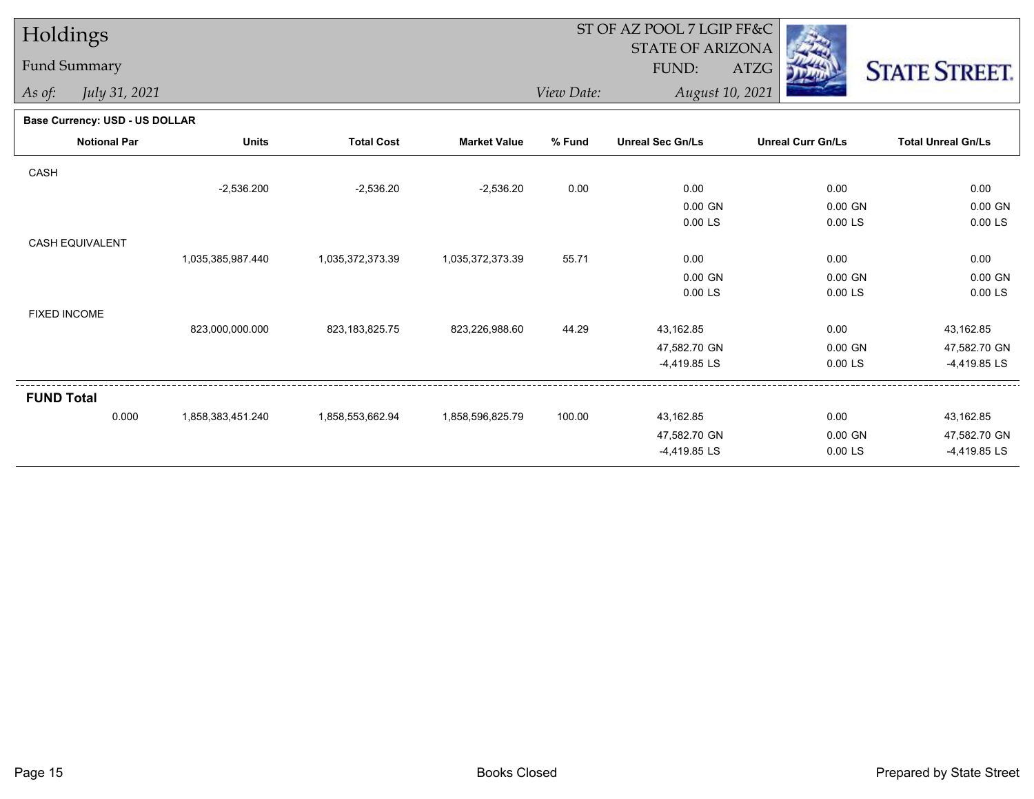# Holdings

Fund Summary

*As of: July 31, 2021*

ST OF AZ POOL 7 LGIP FF&C
STATE OF ARIZONA
FUND: ATZG

*View Date: August 10, 2021*

**Base Currency: USD - US DOLLAR**

| Notional Par | Units | Total Cost | Market Value | % Fund | Unreal Sec Gn/Ls | Unreal Curr Gn/Ls | Total Unreal Gn/Ls |
|---|---|---|---|---|---|---|---|
| CASH | | | | | | | |
| | -2,536.200 | -2,536.20 | -2,536.20 | 0.00 | 0.00 | 0.00 | 0.00 |
| | | | | | 0.00 GN | 0.00 GN | 0.00 GN |
| | | | | | 0.00 LS | 0.00 LS | 0.00 LS |
| CASH EQUIVALENT | | | | | | | |
| | 1,035,385,987.440 | 1,035,372,373.39 | 1,035,372,373.39 | 55.71 | 0.00 | 0.00 | 0.00 |
| | | | | | 0.00 GN | 0.00 GN | 0.00 GN |
| | | | | | 0.00 LS | 0.00 LS | 0.00 LS |
| FIXED INCOME | | | | | | | |
| | 823,000,000.000 | 823,183,825.75 | 823,226,988.60 | 44.29 | 43,162.85 | 0.00 | 43,162.85 |
| | | | | | 47,582.70 GN | 0.00 GN | 47,582.70 GN |
| | | | | | -4,419.85 LS | 0.00 LS | -4,419.85 LS |
| **FUND Total** | | | | | | | |
| 0.000 | 1,858,383,451.240 | 1,858,553,662.94 | 1,858,596,825.79 | 100.00 | 43,162.85 | 0.00 | 43,162.85 |
| | | | | | 47,582.70 GN | 0.00 GN | 47,582.70 GN |
| | | | | | -4,419.85 LS | 0.00 LS | -4,419.85 LS |

Books Closed

Prepared by State Street